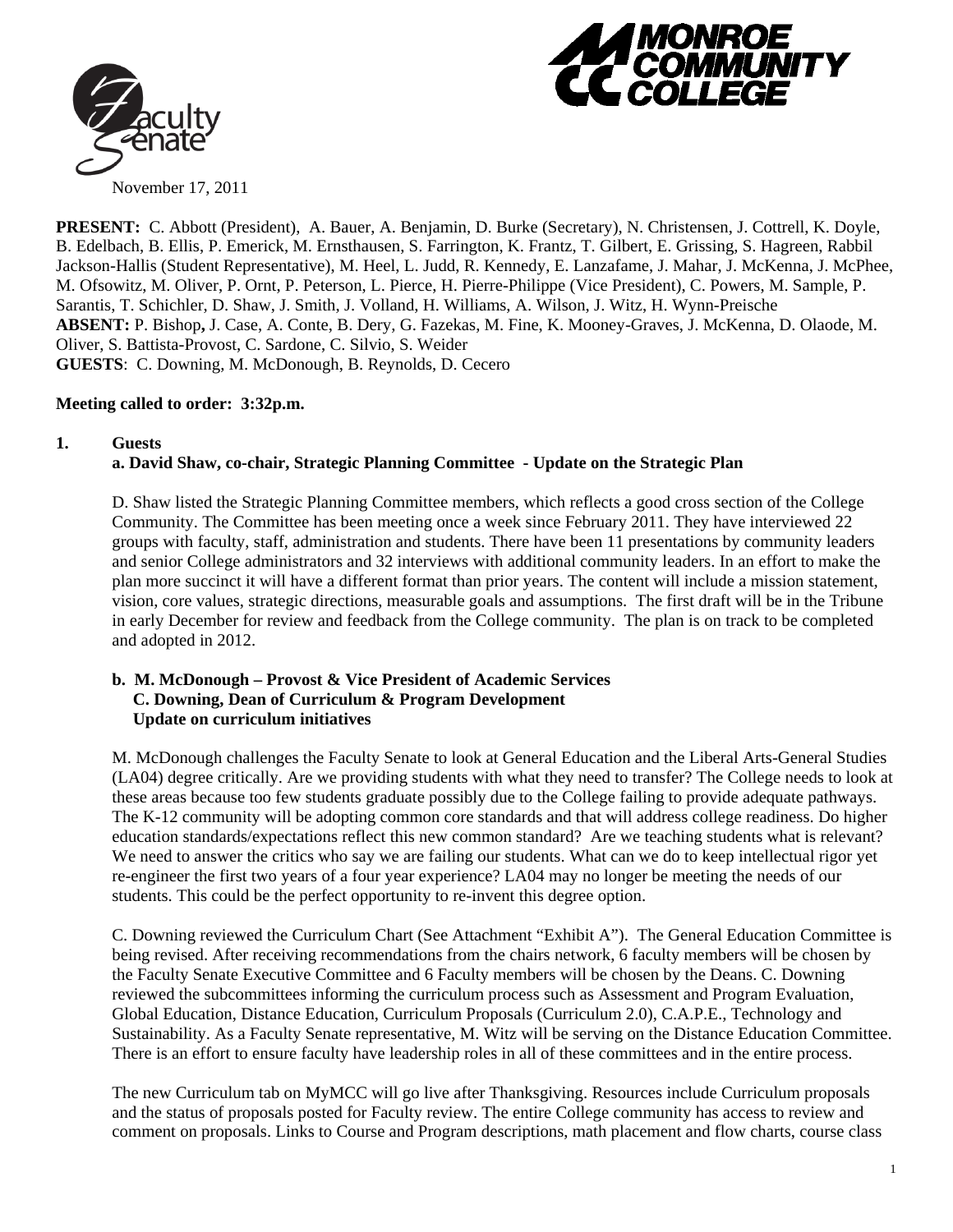November 17, 2011

**PRESENT:** C. Abbott (President), A. Bauer, A. Benjamin, D. Burke (Secretary), N. Christensen, J. Cottrell, K. Doyle, B. Edelbach, B. Ellis, P. Emerick, M. Ernsthausen, S. Farrington, K. Frantz, T. Gilbert, E. Grissing, S. Hagreen, Rabbil Jackson-Hallis (Student Representative), M. Heel, L. Judd, R. Kennedy, E. Lanzafame, J. Mahar, J. McKenna, J. McPhee, M. Ofsowitz, M. Oliver, P. Ornt, P. Peterson, L. Pierce, H. Pierre-Philippe (Vice President), C. Powers, M. Sample, P. Sarantis, T. Schichler, D. Shaw, J. Smith, J. Volland, H. Williams, A. Wilson, J. Witz, H. Wynn-Preische
**ABSENT:** P. Bishop**,** J. Case, A. Conte, B. Dery, G. Fazekas, M. Fine, K. Mooney-Graves, J. McKenna, D. Olaode, M. Oliver, S. Battista-Provost, C. Sardone, C. Silvio, S. Weider
**GUESTS**: C. Downing, M. McDonough, B. Reynolds, D. Cecero

**Meeting called to order: 3:32p.m.**

## 1. Guests

### a. David Shaw, co-chair, Strategic Planning Committee - Update on the Strategic Plan

D. Shaw listed the Strategic Planning Committee members, which reflects a good cross section of the College Community. The Committee has been meeting once a week since February 2011. They have interviewed 22 groups with faculty, staff, administration and students. There have been 11 presentations by community leaders and senior College administrators and 32 interviews with additional community leaders. In an effort to make the plan more succinct it will have a different format than prior years. The content will include a mission statement, vision, core values, strategic directions, measurable goals and assumptions. The first draft will be in the Tribune in early December for review and feedback from the College community. The plan is on track to be completed and adopted in 2012.

### b. M. McDonough – Provost & Vice President of Academic Services
### C. Downing, Dean of Curriculum & Program Development
### Update on curriculum initiatives

M. McDonough challenges the Faculty Senate to look at General Education and the Liberal Arts-General Studies (LA04) degree critically. Are we providing students with what they need to transfer? The College needs to look at these areas because too few students graduate possibly due to the College failing to provide adequate pathways. The K-12 community will be adopting common core standards and that will address college readiness. Do higher education standards/expectations reflect this new common standard? Are we teaching students what is relevant? We need to answer the critics who say we are failing our students. What can we do to keep intellectual rigor yet re-engineer the first two years of a four year experience? LA04 may no longer be meeting the needs of our students. This could be the perfect opportunity to re-invent this degree option.

C. Downing reviewed the Curriculum Chart (See Attachment "Exhibit A"). The General Education Committee is being revised. After receiving recommendations from the chairs network, 6 faculty members will be chosen by the Faculty Senate Executive Committee and 6 Faculty members will be chosen by the Deans. C. Downing reviewed the subcommittees informing the curriculum process such as Assessment and Program Evaluation, Global Education, Distance Education, Curriculum Proposals (Curriculum 2.0), C.A.P.E., Technology and Sustainability. As a Faculty Senate representative, M. Witz will be serving on the Distance Education Committee. There is an effort to ensure faculty have leadership roles in all of these committees and in the entire process.

The new Curriculum tab on MyMCC will go live after Thanksgiving. Resources include Curriculum proposals and the status of proposals posted for Faculty review. The entire College community has access to review and comment on proposals. Links to Course and Program descriptions, math placement and flow charts, course class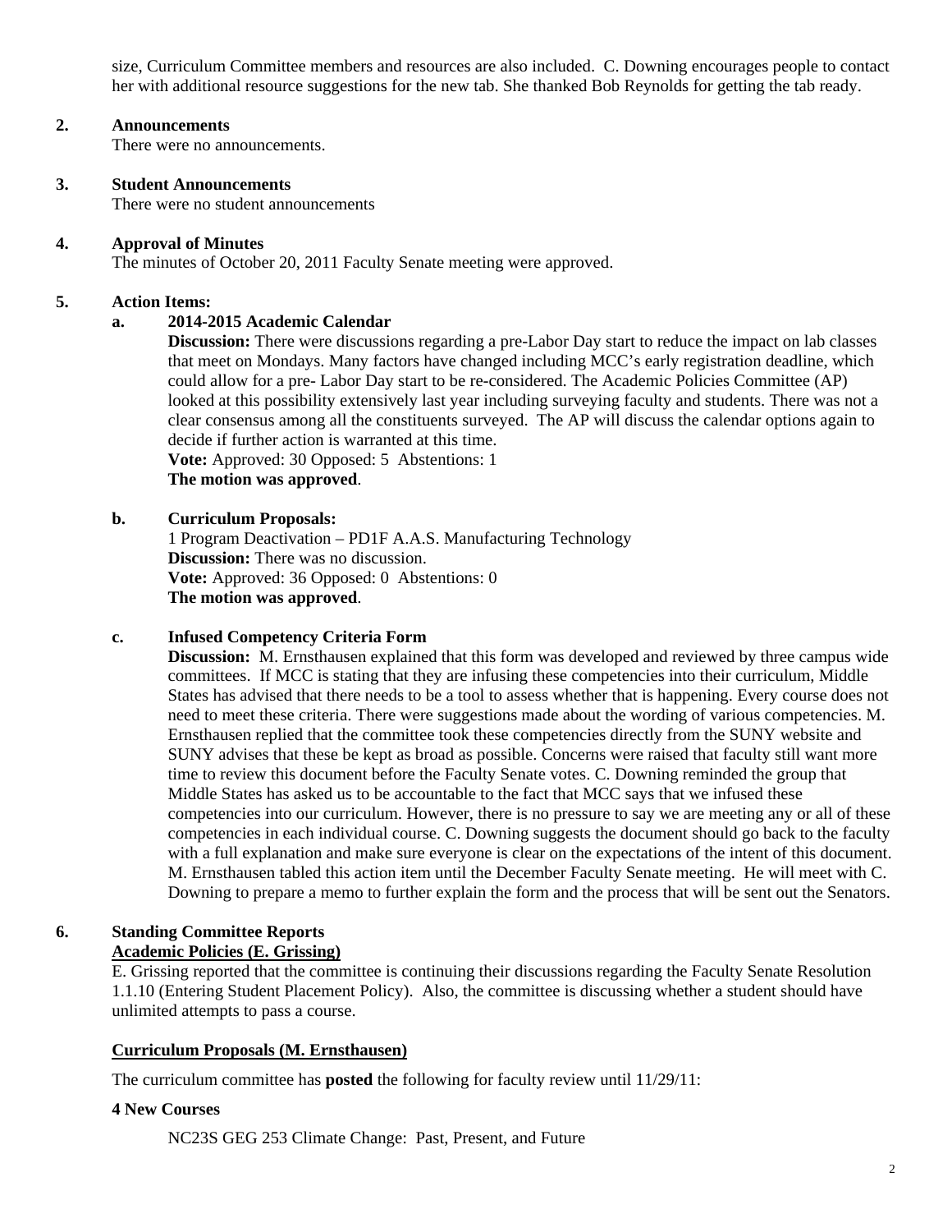size, Curriculum Committee members and resources are also included. C. Downing encourages people to contact her with additional resource suggestions for the new tab. She thanked Bob Reynolds for getting the tab ready.

**2. Announcements**

There were no announcements.

**3. Student Announcements**

There were no student announcements

**4. Approval of Minutes**

The minutes of October 20, 2011 Faculty Senate meeting were approved.

**5. Action Items:**

**a. 2014-2015 Academic Calendar**

**Discussion:** There were discussions regarding a pre-Labor Day start to reduce the impact on lab classes that meet on Mondays. Many factors have changed including MCC's early registration deadline, which could allow for a pre- Labor Day start to be re-considered. The Academic Policies Committee (AP) looked at this possibility extensively last year including surveying faculty and students. There was not a clear consensus among all the constituents surveyed. The AP will discuss the calendar options again to decide if further action is warranted at this time.

**Vote:** Approved: 30 Opposed: 5 Abstentions: 1

**The motion was approved**.

**b. Curriculum Proposals:**

1 Program Deactivation – PD1F A.A.S. Manufacturing Technology

**Discussion:** There was no discussion.

**Vote:** Approved: 36 Opposed: 0 Abstentions: 0

**The motion was approved**.

**c. Infused Competency Criteria Form**

**Discussion:** M. Ernsthausen explained that this form was developed and reviewed by three campus wide committees. If MCC is stating that they are infusing these competencies into their curriculum, Middle States has advised that there needs to be a tool to assess whether that is happening. Every course does not need to meet these criteria. There were suggestions made about the wording of various competencies. M. Ernsthausen replied that the committee took these competencies directly from the SUNY website and SUNY advises that these be kept as broad as possible. Concerns were raised that faculty still want more time to review this document before the Faculty Senate votes. C. Downing reminded the group that Middle States has asked us to be accountable to the fact that MCC says that we infused these competencies into our curriculum. However, there is no pressure to say we are meeting any or all of these competencies in each individual course. C. Downing suggests the document should go back to the faculty with a full explanation and make sure everyone is clear on the expectations of the intent of this document. M. Ernsthausen tabled this action item until the December Faculty Senate meeting. He will meet with C. Downing to prepare a memo to further explain the form and the process that will be sent out the Senators.

**6. Standing Committee Reports**

**Academic Policies (E. Grissing)**

E. Grissing reported that the committee is continuing their discussions regarding the Faculty Senate Resolution 1.1.10 (Entering Student Placement Policy). Also, the committee is discussing whether a student should have unlimited attempts to pass a course.

**Curriculum Proposals (M. Ernsthausen)**

The curriculum committee has **posted** the following for faculty review until 11/29/11:

**4 New Courses**

NC23S GEG 253 Climate Change: Past, Present, and Future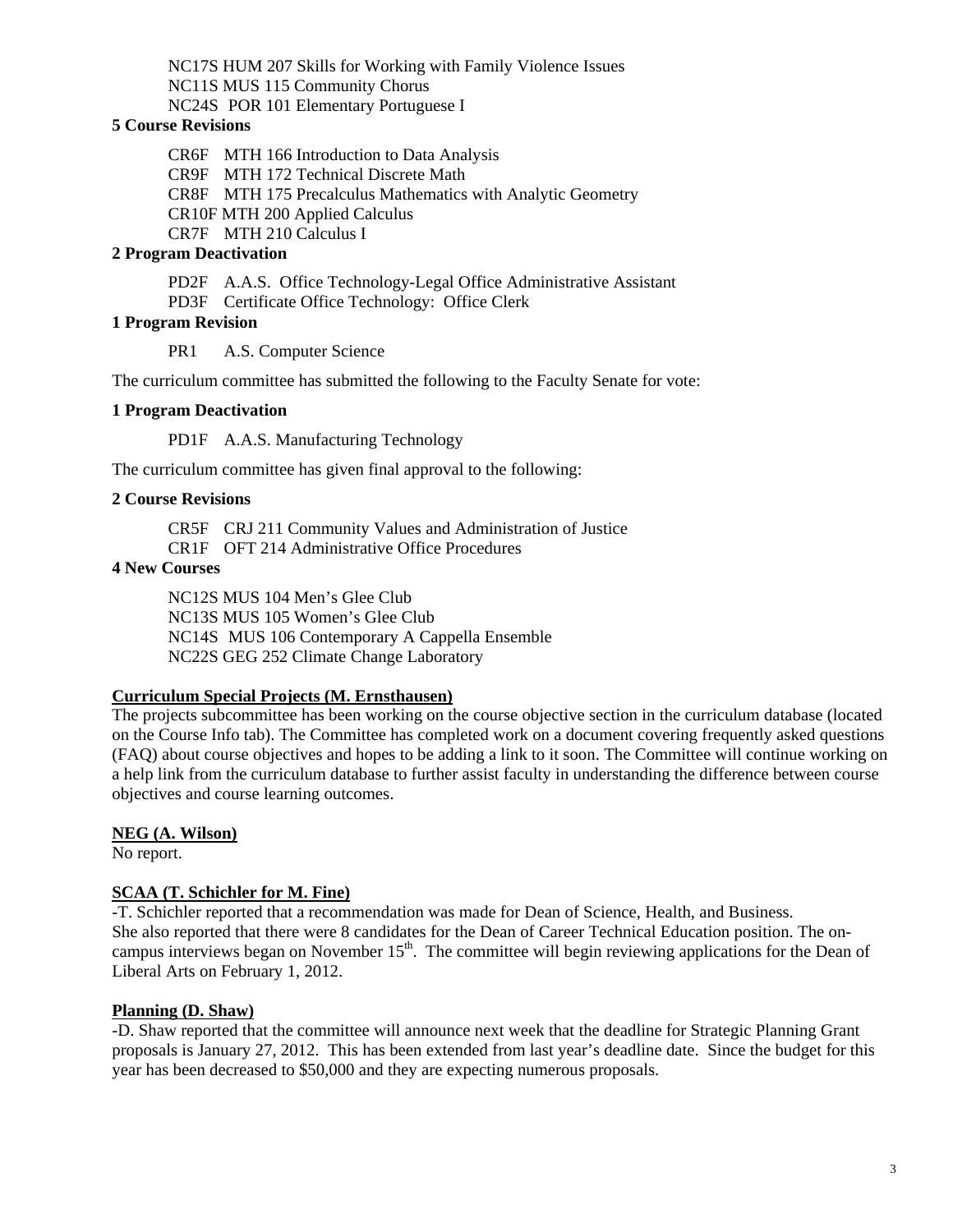NC17S HUM 207 Skills for Working with Family Violence Issues
NC11S MUS 115 Community Chorus
NC24S POR 101 Elementary Portuguese I

**5 Course Revisions**

CR6F MTH 166 Introduction to Data Analysis
CR9F MTH 172 Technical Discrete Math
CR8F MTH 175 Precalculus Mathematics with Analytic Geometry
CR10F MTH 200 Applied Calculus
CR7F MTH 210 Calculus I

**2 Program Deactivation**

PD2F A.A.S. Office Technology-Legal Office Administrative Assistant
PD3F Certificate Office Technology: Office Clerk

**1 Program Revision**

PR1 A.S. Computer Science

The curriculum committee has submitted the following to the Faculty Senate for vote:

**1 Program Deactivation**

PD1F A.A.S. Manufacturing Technology

The curriculum committee has given final approval to the following:

**2 Course Revisions**

CR5F CRJ 211 Community Values and Administration of Justice
CR1F OFT 214 Administrative Office Procedures

**4 New Courses**

NC12S MUS 104 Men's Glee Club
NC13S MUS 105 Women's Glee Club
NC14S MUS 106 Contemporary A Cappella Ensemble
NC22S GEG 252 Climate Change Laboratory

**Curriculum Special Projects (M. Ernsthausen)**

The projects subcommittee has been working on the course objective section in the curriculum database (located on the Course Info tab). The Committee has completed work on a document covering frequently asked questions (FAQ) about course objectives and hopes to be adding a link to it soon. The Committee will continue working on a help link from the curriculum database to further assist faculty in understanding the difference between course objectives and course learning outcomes.

**NEG (A. Wilson)**

No report.

**SCAA (T. Schichler for M. Fine)**

-T. Schichler reported that a recommendation was made for Dean of Science, Health, and Business. She also reported that there were 8 candidates for the Dean of Career Technical Education position. The on-campus interviews began on November 15th. The committee will begin reviewing applications for the Dean of Liberal Arts on February 1, 2012.

**Planning (D. Shaw)**

-D. Shaw reported that the committee will announce next week that the deadline for Strategic Planning Grant proposals is January 27, 2012. This has been extended from last year's deadline date. Since the budget for this year has been decreased to $50,000 and they are expecting numerous proposals.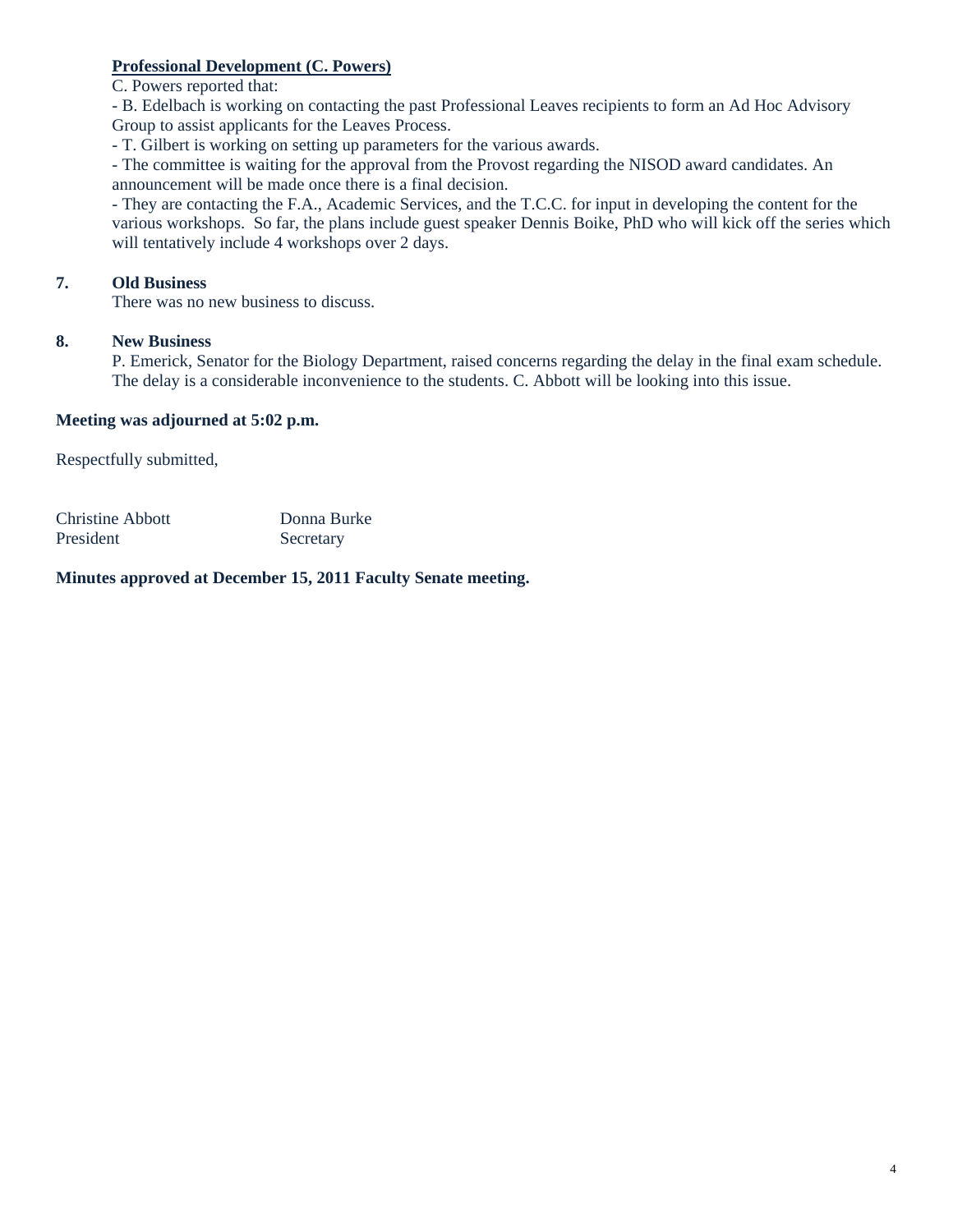**Professional Development (C. Powers)**

C. Powers reported that:

- B. Edelbach is working on contacting the past Professional Leaves recipients to form an Ad Hoc Advisory Group to assist applicants for the Leaves Process.
- T. Gilbert is working on setting up parameters for the various awards.
- The committee is waiting for the approval from the Provost regarding the NISOD award candidates. An announcement will be made once there is a final decision.
- They are contacting the F.A., Academic Services, and the T.C.C. for input in developing the content for the various workshops. So far, the plans include guest speaker Dennis Boike, PhD who will kick off the series which will tentatively include 4 workshops over 2 days.

**7. Old Business**

There was no new business to discuss.

**8. New Business**

P. Emerick, Senator for the Biology Department, raised concerns regarding the delay in the final exam schedule. The delay is a considerable inconvenience to the students. C. Abbott will be looking into this issue.

**Meeting was adjourned at 5:02 p.m.**

Respectfully submitted,

| Christine Abbott | Donna Burke |
| --- | --- |
| President | Secretary |

**Minutes approved at December 15, 2011 Faculty Senate meeting.**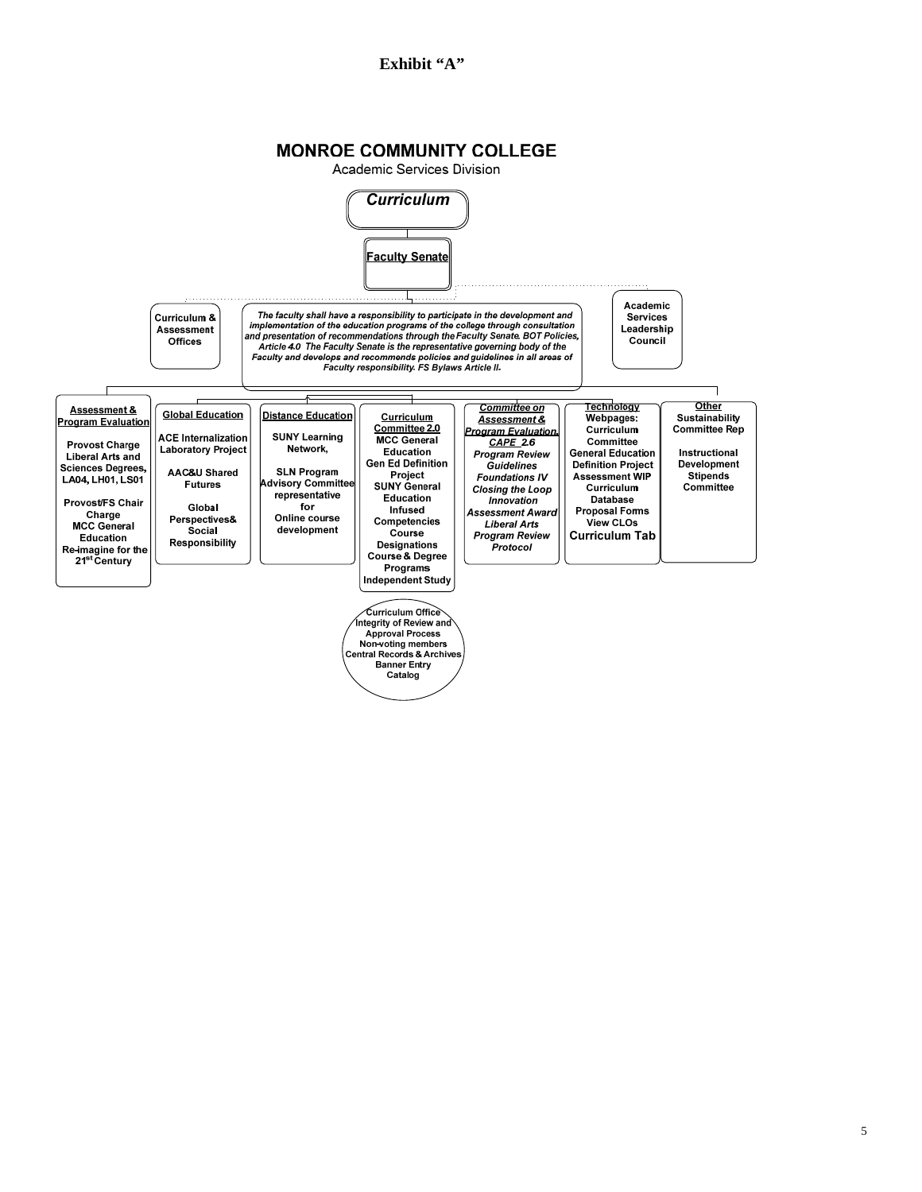**Exhibit "A"**

**MONROE COMMUNITY COLLEGE**

Academic Services Division

***Curriculum***

**Faculty Senate**

**Curriculum & Assessment Offices**

***The faculty shall have a responsibility to participate in the development and implementation of the education programs of the college through consultation and presentation of recommendations through the Faculty Senate. BOT Policies, Article 4.0 The Faculty Senate is the representative governing body of the Faculty and develops and recommends policies and guidelines in all areas of Faculty responsibility. FS Bylaws Article II.***

**Academic Services Leadership Council**

**Assessment & Program Evaluation**

**Provost Charge Liberal Arts and Sciences Degrees, LA04, LH01, LS01**

**Provost/FS Chair Charge MCC General Education Re-imagine for the 21st Century**

**Global Education**

**ACE Internalization Laboratory Project**

**AAC&U Shared Futures**

**Global Perspectives& Social Responsibility**

**Distance Education**

**SUNY Learning Network,**

**SLN Program Advisory Committee representative for Online course development**

**Curriculum Committee 2.0**

**MCC General Education**

**Gen Ed Definition Project**

**SUNY General Education Infused Competencies**

**Course Designations**

**Course & Degree Programs**

**Independent Study**

***Committee on Assessment & Program Evaluation, CAPE 2.6***

***Program Review Guidelines***

***Foundations IV***

***Closing the Loop Innovation***

***Assessment Award***

***Liberal Arts Program Review Protocol***

**Technology**

**Webpages: Curriculum Committee**

**General Education Definition Project**

**Assessment WIP**

**Curriculum Database**

**Proposal Forms**

**View CLOs**

**Curriculum Tab**

**Other**

**Sustainability Committee Rep**

**Instructional Development Stipends Committee**

**Curriculum Office**

**Integrity of Review and Approval Process**

**Non-voting members**

**Central Records & Archives**

**Banner Entry**

**Catalog**